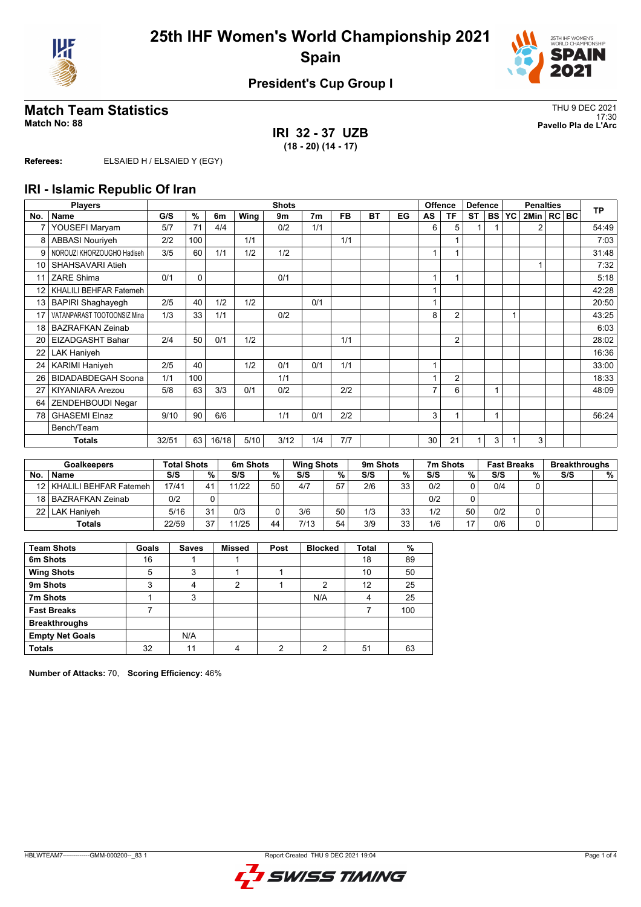# 25th IHF Women's World Championship 2021

## Spain

### President's Cup Group I

## Match Team Statistics

**Match No: 88**

THU 9 DEC 2021
17:30
**Pavello Pla de L'Arc**

**IRI 32 - 37 UZB**
**(18 - 20) (14 - 17)**

**Referees:** ELSAIED H / ELSAIED Y (EGY)

## IRI - Islamic Republic Of Iran

| Players | | Shots | | | | | | | | | Offence | | Defence | | Penalties | | | | TP |
|---|---|---|---|---|---|---|---|---|---|---|---|---|---|---|---|---|---|---|---|
| No. | Name | G/S | % | 6m | Wing | 9m | 7m | FB | BT | EG | AS | TF | ST | BS | YC | 2Min | RC | BC | |
| 7 | YOUSEFI Maryam | 5/7 | 71 | 4/4 | | 0/2 | 1/1 | | | | 6 | 5 | 1 | 1 | | 2 | | | 54:49 |
| 8 | ABBASI Nouriyeh | 2/2 | 100 | | 1/1 | | | 1/1 | | | | 1 | | | | | | | 7:03 |
| 9 | NOROUZI KHORZOUGHO Hadiseh | 3/5 | 60 | 1/1 | 1/2 | 1/2 | | | | | 1 | 1 | | | | | | | 31:48 |
| 10 | SHAHSAVARI Atieh | | | | | | | | | | | | | | | 1 | | | 7:32 |
| 11 | ZARE Shima | 0/1 | 0 | | | 0/1 | | | | | 1 | 1 | | | | | | | 5:18 |
| 12 | KHALILI BEHFAR Fatemeh | | | | | | | | | | 1 | | | | | | | | 42:28 |
| 13 | BAPIRI Shaghayegh | 2/5 | 40 | 1/2 | 1/2 | | 0/1 | | | | 1 | | | | | | | | 20:50 |
| 17 | VATANPARAST TOOTOONSIZ Mina | 1/3 | 33 | 1/1 | | 0/2 | | | | | 8 | 2 | | | 1 | | | | 43:25 |
| 18 | BAZRAFKAN Zeinab | | | | | | | | | | | | | | | | | | 6:03 |
| 20 | EIZADGASHT Bahar | 2/4 | 50 | 0/1 | 1/2 | | | 1/1 | | | | 2 | | | | | | | 28:02 |
| 22 | LAK Haniyeh | | | | | | | | | | | | | | | | | | 16:36 |
| 24 | KARIMI Haniyeh | 2/5 | 40 | | 1/2 | 0/1 | 0/1 | 1/1 | | | 1 | | | | | | | | 33:00 |
| 26 | BIDADABDEGAH Soona | 1/1 | 100 | | | 1/1 | | | | | 1 | 2 | | | | | | | 18:33 |
| 27 | KIYANIARA Arezou | 5/8 | 63 | 3/3 | 0/1 | 0/2 | | 2/2 | | | 7 | 6 | | 1 | | | | | 48:09 |
| 64 | ZENDEHBOUDI Negar | | | | | | | | | | | | | | | | | | |
| 78 | GHASEMI Elnaz | 9/10 | 90 | 6/6 | | 1/1 | 0/1 | 2/2 | | | 3 | 1 | | 1 | | | | | 56:24 |
| | Bench/Team | | | | | | | | | | | | | | | | | | |
| | **Totals** | 32/51 | 63 | 16/18 | 5/10 | 3/12 | 1/4 | 7/7 | | | 30 | 21 | 1 | 3 | 1 | 3 | | | |

| Goalkeepers | | Total Shots | | 6m Shots | | Wing Shots | | 9m Shots | | 7m Shots | | Fast Breaks | | Breakthroughs | |
|---|---|---|---|---|---|---|---|---|---|---|---|---|---|---|---|
| No. | Name | S/S | % | S/S | % | S/S | % | S/S | % | S/S | % | S/S | % | S/S | % |
| 12 | KHALILI BEHFAR Fatemeh | 17/41 | 41 | 11/22 | 50 | 4/7 | 57 | 2/6 | 33 | 0/2 | 0 | 0/4 | 0 | | |
| 18 | BAZRAFKAN Zeinab | 0/2 | 0 | | | | | | | 0/2 | 0 | | | | |
| 22 | LAK Haniyeh | 5/16 | 31 | 0/3 | 0 | 3/6 | 50 | 1/3 | 33 | 1/2 | 50 | 0/2 | 0 | | |
| | **Totals** | 22/59 | 37 | 11/25 | 44 | 7/13 | 54 | 3/9 | 33 | 1/6 | 17 | 0/6 | 0 | | |

| Team Shots | Goals | Saves | Missed | Post | Blocked | Total | % |
|---|---|---|---|---|---|---|---|
| 6m Shots | 16 | 1 | 1 | | | 18 | 89 |
| Wing Shots | 5 | 3 | 1 | 1 | | 10 | 50 |
| 9m Shots | 3 | 4 | 2 | 1 | 2 | 12 | 25 |
| 7m Shots | 1 | 3 | | | N/A | 4 | 25 |
| Fast Breaks | 7 | | | | | 7 | 100 |
| Breakthroughs | | | | | | | |
| Empty Net Goals | | N/A | | | | | |
| **Totals** | 32 | 11 | 4 | 2 | 2 | 51 | 63 |

**Number of Attacks:** 70, **Scoring Efficiency:** 46%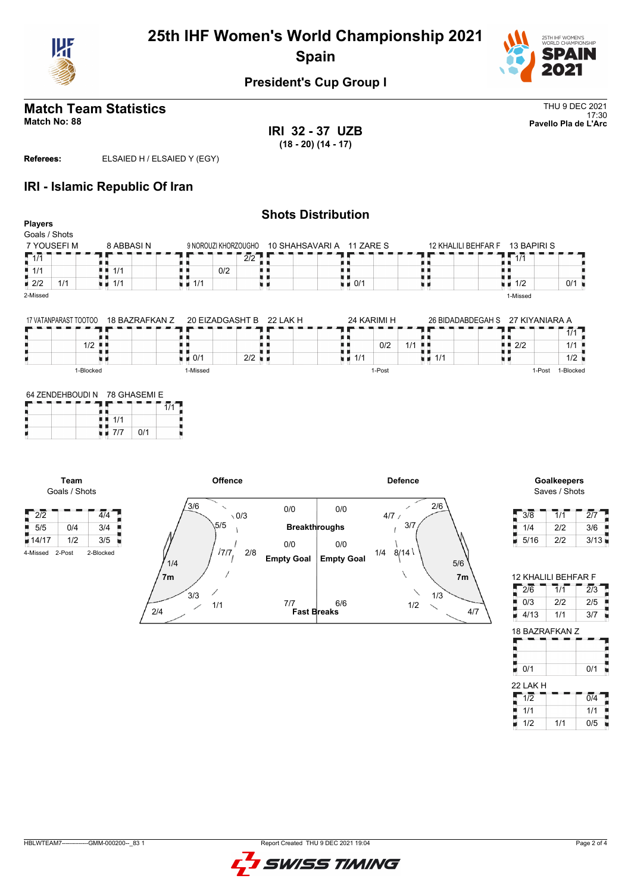# 25th IHF Women's World Championship 2021

## Spain

### President's Cup Group I

## Match Team Statistics

**Match No: 88**

THU 9 DEC 2021
17:30
**Pavello Pla de L'Arc**

**IRI 32 - 37 UZB**
**(18 - 20) (14 - 17)**

**Referees:** ELSAIED H / ELSAIED Y (EGY)

## IRI - Islamic Republic Of Iran

### Shots Distribution

**Players**
Goals / Shots

**7 YOUSEFI M**

| | | |
|---|---|---|
| 1/1 | | |
| 1/1 | | |
| 2/2 | 1/1 | |

2-Missed

**8 ABBASI N**

| | | |
|---|---|---|
| | | |
| 1/1 | | |
| 1/1 | | |

**9 NOROUZI KHORZOUGHO**

| | | |
|---|---|---|
| | | 2/2 |
| | 0/2 | |
| 1/1 | | |

**10 SHAHSAVARI A**

| | | |
|---|---|---|
| | | |
| | | |
| | | |

**11 ZARE S**

| | | |
|---|---|---|
| | | |
| | | |
| 0/1 | | |

**12 KHALILI BEHFAR F**

| | | |
|---|---|---|
| | | |
| | | |
| | | |

**13 BAPIRI S**

| | | |
|---|---|---|
| 1/1 | | |
| | | |
| 1/2 | | 0/1 |

1-Missed

**17 VATANPARAST TOOTOO**

| | | |
|---|---|---|
| | | |
| | 1/2 | |
| | | |

1-Blocked

**18 BAZRAFKAN Z**

| | | |
|---|---|---|
| | | |
| | | |
| | | |

**20 EIZADGASHT B**

| | | |
|---|---|---|
| | | |
| | | |
| 0/1 | | 2/2 |

1-Missed

**22 LAK H**

| | | |
|---|---|---|
| | | |
| | | |
| | | |

**24 KARIMI H**

| | | |
|---|---|---|
| | | |
| | 0/2 | 1/1 |
| 1/1 | | |

1-Post

**26 BIDADABDEGAH S**

| | | |
|---|---|---|
| | | |
| | | |
| 1/1 | | |

**27 KIYANIARA A**

| | | |
|---|---|---|
| | | 1/1 |
| 2/2 | | 1/1 |
| | | 1/2 |

1-Post 1-Blocked

**64 ZENDEHBOUDI N**

| | | |
|---|---|---|
| | | |
| | | |
| | | |

**78 GHASEMI E**

| | | |
|---|---|---|
| | | 1/1 |
| 1/1 | | |
| 7/7 | 0/1 | |

**Team**
Goals / Shots

| | | |
|---|---|---|
| 2/2 | | 4/4 |
| 5/5 | 0/4 | 3/4 |
| 14/17 | 1/2 | 3/5 |

4-Missed 2-Post 2-Blocked

**Offence**

| Zone | Goals / Shots |
|---|---|
| Left wing | 3/6 |
| Left 9m | 0/3 |
| Left back 6m | 5/5 |
| Centre 6m | 7/7 |
| Centre 9m | 2/8 |
| Left 6m | 1/4 |
| 7m | 3/3 |
| Right 6m | 1/1 |
| Right wing | 2/4 |
| Breakthroughs | 0/0 |
| Empty Goal | 0/0 |
| Fast Breaks | 7/7 |

**Defence**

| Zone | Goals / Shots |
|---|---|
| Breakthroughs | 0/0 |
| Empty Goal | 0/0 |
| Fast Breaks | 6/6 |
| | 4/7 |
| | 2/6 |
| | 3/7 |
| | 1/4 |
| | 8/14 |
| | 5/6 |
| 7m | 1/3 |
| | 1/2 |
| | 4/7 |

**Goalkeepers**
Saves / Shots

| | | |
|---|---|---|
| 3/8 | 1/1 | 2/7 |
| 1/4 | 2/2 | 3/6 |
| 5/16 | 2/2 | 3/13 |

**12 KHALILI BEHFAR F**

| | | |
|---|---|---|
| 2/6 | 1/1 | 2/3 |
| 0/3 | 2/2 | 2/5 |
| 4/13 | 1/1 | 3/7 |

**18 BAZRAFKAN Z**

| | | |
|---|---|---|
| | | |
| | | |
| 0/1 | | 0/1 |

**22 LAK H**

| | | |
|---|---|---|
| 1/2 | | 0/4 |
| 1/1 | | 1/1 |
| 1/2 | 1/1 | 0/5 |

HBLWTEAM7-------------GMM-000200--_83 1 Report Created THU 9 DEC 2021 19:04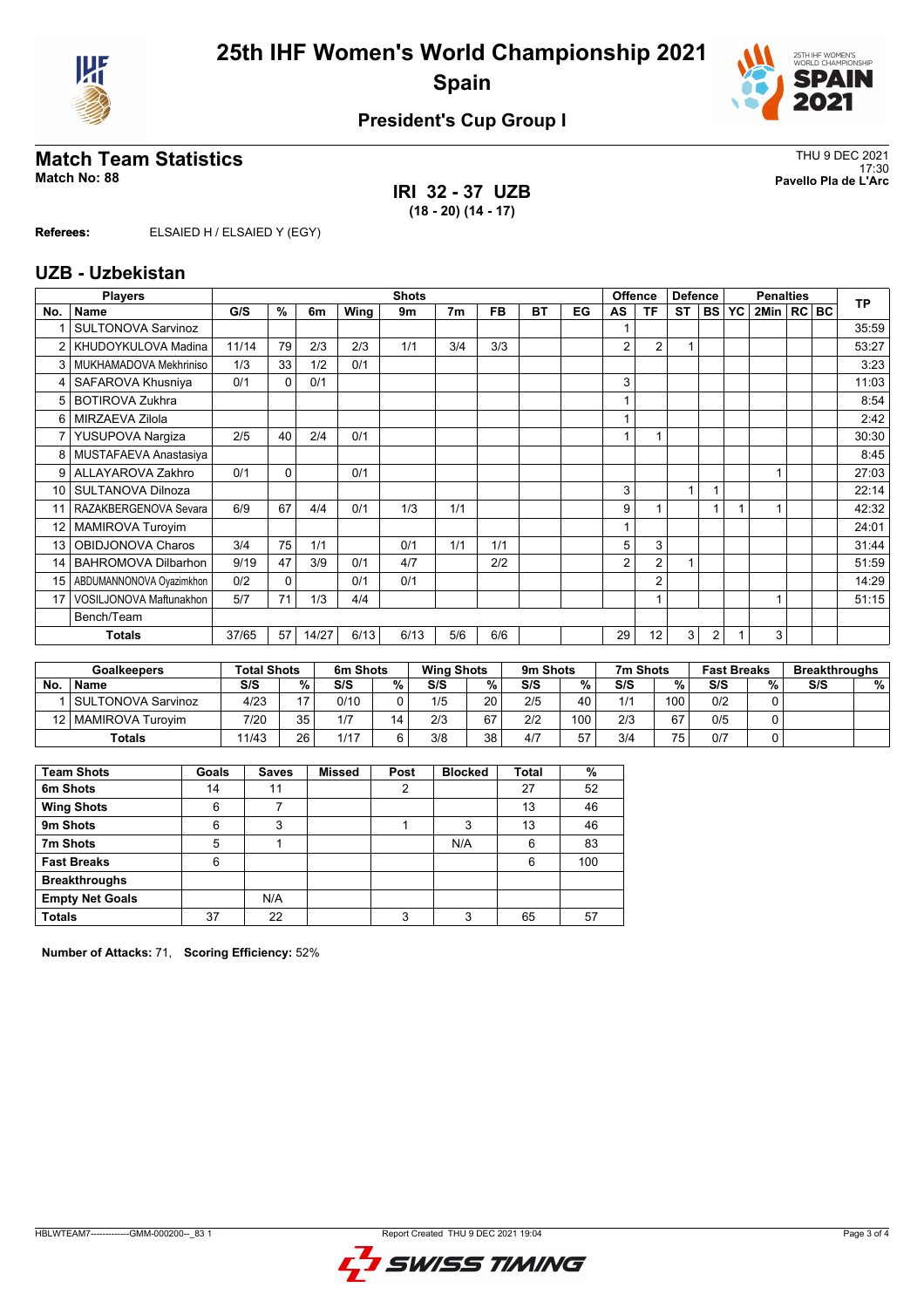# 25th IHF Women's World Championship 2021
## Spain

### President's Cup Group I

## Match Team Statistics

**Match No: 88**

THU 9 DEC 2021
17:30
**Pavello Pla de L'Arc**

**IRI 32 - 37 UZB**
**(18 - 20) (14 - 17)**

**Referees:** ELSAIED H / ELSAIED Y (EGY)

## UZB - Uzbekistan

| Players | | Shots | | | | | | | | | Offence | | Defence | | | Penalties | | | TP |
|---|---|---|---|---|---|---|---|---|---|---|---|---|---|---|---|---|---|---|---|
| No. | Name | G/S | % | 6m | Wing | 9m | 7m | FB | BT | EG | AS | TF | ST | BS | YC | 2Min | RC | BC | |
| 1 | SULTONOVA Sarvinoz | | | | | | | | | | 1 | | | | | | | | 35:59 |
| 2 | KHUDOYKULOVA Madina | 11/14 | 79 | 2/3 | 2/3 | 1/1 | 3/4 | 3/3 | | | 2 | 2 | 1 | | | | | | 53:27 |
| 3 | MUKHAMADOVA Mekhriniso | 1/3 | 33 | 1/2 | 0/1 | | | | | | | | | | | | | | 3:23 |
| 4 | SAFAROVA Khusniya | 0/1 | 0 | 0/1 | | | | | | | 3 | | | | | | | | 11:03 |
| 5 | BOTIROVA Zukhra | | | | | | | | | | 1 | | | | | | | | 8:54 |
| 6 | MIRZAEVA Zilola | | | | | | | | | | 1 | | | | | | | | 2:42 |
| 7 | YUSUPOVA Nargiza | 2/5 | 40 | 2/4 | 0/1 | | | | | | 1 | 1 | | | | | | | 30:30 |
| 8 | MUSTAFAEVA Anastasiya | | | | | | | | | | | | | | | | | | 8:45 |
| 9 | ALLAYAROVA Zakhro | 0/1 | 0 | | 0/1 | | | | | | | | | | | 1 | | | 27:03 |
| 10 | SULTANOVA Dilnoza | | | | | | | | | | 3 | | 1 | 1 | | | | | 22:14 |
| 11 | RAZAKBERGENOVA Sevara | 6/9 | 67 | 4/4 | 0/1 | 1/3 | 1/1 | | | | 9 | 1 | | 1 | 1 | 1 | | | 42:32 |
| 12 | MAMIROVA Turoyim | | | | | | | | | | 1 | | | | | | | | 24:01 |
| 13 | OBIDJONOVA Charos | 3/4 | 75 | 1/1 | | 0/1 | 1/1 | 1/1 | | | 5 | 3 | | | | | | | 31:44 |
| 14 | BAHROMOVA Dilbarhon | 9/19 | 47 | 3/9 | 0/1 | 4/7 | | 2/2 | | | 2 | 2 | 1 | | | | | | 51:59 |
| 15 | ABDUMANNONOVA Oyazimkhon | 0/2 | 0 | | 0/1 | 0/1 | | | | | | 2 | | | | | | | 14:29 |
| 17 | VOSILJONOVA Maftunakhon | 5/7 | 71 | 1/3 | 4/4 | | | | | | | 1 | | | | 1 | | | 51:15 |
| | Bench/Team | | | | | | | | | | | | | | | | | | |
| | **Totals** | 37/65 | 57 | 14/27 | 6/13 | 6/13 | 5/6 | 6/6 | | | 29 | 12 | 3 | 2 | 1 | 3 | | | |

| Goalkeepers | | Total Shots | | 6m Shots | | Wing Shots | | 9m Shots | | 7m Shots | | Fast Breaks | | Breakthroughs | |
|---|---|---|---|---|---|---|---|---|---|---|---|---|---|---|---|
| No. | Name | S/S | % | S/S | % | S/S | % | S/S | % | S/S | % | S/S | % | S/S | % |
| 1 | SULTONOVA Sarvinoz | 4/23 | 17 | 0/10 | 0 | 1/5 | 20 | 2/5 | 40 | 1/1 | 100 | 0/2 | 0 | | |
| 12 | MAMIROVA Turoyim | 7/20 | 35 | 1/7 | 14 | 2/3 | 67 | 2/2 | 100 | 2/3 | 67 | 0/5 | 0 | | |
| | **Totals** | 11/43 | 26 | 1/17 | 6 | 3/8 | 38 | 4/7 | 57 | 3/4 | 75 | 0/7 | 0 | | |

| Team Shots | Goals | Saves | Missed | Post | Blocked | Total | % |
|---|---|---|---|---|---|---|---|
| **6m Shots** | 14 | 11 | | 2 | | 27 | 52 |
| **Wing Shots** | 6 | 7 | | | | 13 | 46 |
| **9m Shots** | 6 | 3 | | 1 | 3 | 13 | 46 |
| **7m Shots** | 5 | 1 | | | N/A | 6 | 83 |
| **Fast Breaks** | 6 | | | | | 6 | 100 |
| **Breakthroughs** | | | | | | | |
| **Empty Net Goals** | | N/A | | | | | |
| **Totals** | 37 | 22 | | 3 | 3 | 65 | 57 |

**Number of Attacks:** 71, **Scoring Efficiency:** 52%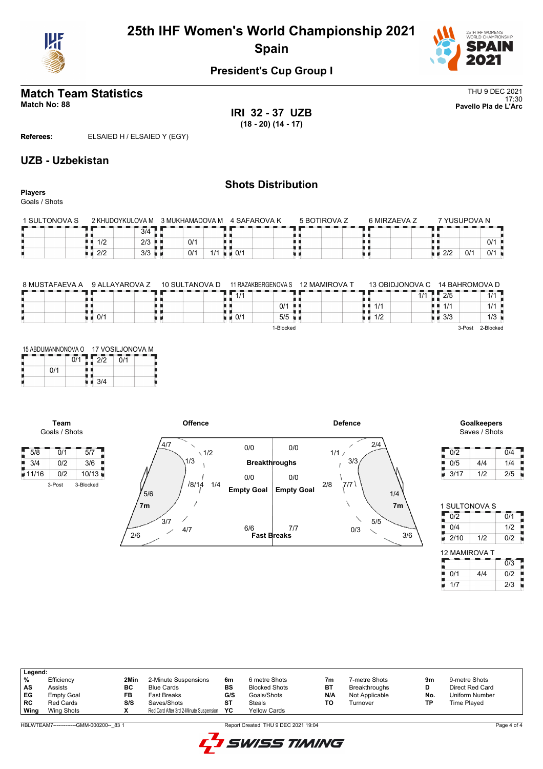# 25th IHF Women's World Championship 2021

## Spain

### President's Cup Group I

## Match Team Statistics

**Match No: 88**

THU 9 DEC 2021
17:30
**Pavello Pla de L'Arc**

**IRI 32 - 37 UZB**
**(18 - 20) (14 - 17)**

**Referees:** ELSAIED H / ELSAIED Y (EGY)

## UZB - Uzbekistan

### Shots Distribution

**Players**
Goals / Shots

1 SULTONOVA S

| | | |
|---|---|---|
| | | |
| | | |
| | | |

2 KHUDOYKULOVA M

| | | |
|---|---|---|
| | | 3/4 |
| 1/2 | | 2/3 |
| 2/2 | | 3/3 |

3 MUKHAMADOVA M

| | | |
|---|---|---|
| | | |
| 0/1 | | |
| 0/1 | 1/1 | |

4 SAFAROVA K

| | | |
|---|---|---|
| | | |
| | | |
| 0/1 | | |

5 BOTIROVA Z

| | | |
|---|---|---|
| | | |
| | | |
| | | |

6 MIRZAEVA Z

| | | |
|---|---|---|
| | | |
| | | |
| | | |

7 YUSUPOVA N

| | | |
|---|---|---|
| | | |
| | | 0/1 |
| 2/2 | 0/1 | 0/1 |

8 MUSTAFAEVA A

| | | |
|---|---|---|
| | | |
| | | |
| | | |

9 ALLAYAROVA Z

| | | |
|---|---|---|
| | | |
| | | |
| 0/1 | | |

10 SULTANOVA D

| | | |
|---|---|---|
| | | |
| | | |
| | | |

11 RAZAKBERGENOVA S

| | | |
|---|---|---|
| 1/1 | | |
| | | 0/1 |
| 0/1 | | 5/5 |

1-Blocked

12 MAMIROVA T

| | | |
|---|---|---|
| | | |
| | | |
| | | |

13 OBIDJONOVA C

| | | |
|---|---|---|
| | | 1/1 |
| 1/1 | | |
| 1/2 | | |

14 BAHROMOVA D

| | | |
|---|---|---|
| 2/5 | | 1/1 |
| 1/1 | | 1/1 |
| 3/3 | | 1/3 |

3-Post 2-Blocked

15 ABDUMANNONOVA O

| | | |
|---|---|---|
| | | 0/1 |
| | 0/1 | |
| | | |

17 VOSILJONOVA M

| | | |
|---|---|---|
| 2/2 | 0/1 | |
| | | |
| 3/4 | | |

**Team**
Goals / Shots

| | | |
|---|---|---|
| 5/8 | 0/1 | 5/7 |
| 3/4 | 0/2 | 3/6 |
| 11/16 | 0/2 | 10/13 |

3-Post 3-Blocked

**Offence**

4/7
1/2
1/3
5/6
7m
8/14
1/4
3/7
4/7
2/6
0/0 0/0 Breakthroughs
0/0 0/0 Empty Goal Empty Goal
6/6 7/7 Fast Breaks

**Defence**

1/1
2/4
3/3
2/8
7/7
1/4
7m
5/5
0/3
3/6

**Goalkeepers**
Saves / Shots

| | | |
|---|---|---|
| 0/2 | | 0/4 |
| 0/5 | 4/4 | 1/4 |
| 3/17 | 1/2 | 2/5 |

1 SULTONOVA S

| | | |
|---|---|---|
| | | 0/1 |
| 0/4 | | 1/2 |
| 2/10 | 1/2 | 0/2 |

12 MAMIROVA T

| | | |
|---|---|---|
| | | 0/3 |
| 0/1 | 4/4 | 0/2 |
| 1/7 | | 2/3 |

**Legend:**

| | | | | | | | | | |
|---|---|---|---|---|---|---|---|---|---|
| % | Efficiency | 2Min | 2-Minute Suspensions | 6m | 6 metre Shots | 7m | 7-metre Shots | 9m | 9-metre Shots |
| AS | Assists | BC | Blue Cards | BS | Blocked Shots | BT | Breakthroughs | D | Direct Red Card |
| EG | Empty Goal | FB | Fast Breaks | G/S | Goals/Shots | N/A | Not Applicable | No. | Uniform Number |
| RC | Red Cards | S/S | Saves/Shots | ST | Steals | TO | Turnover | TP | Time Played |
| Wing | Wing Shots | X | Red Card After 3rd 2-Minute Suspension | YC | Yellow Cards | | | | |

HBLWTEAM7--------------GMM-000200--_83 1 Report Created THU 9 DEC 2021 19:04